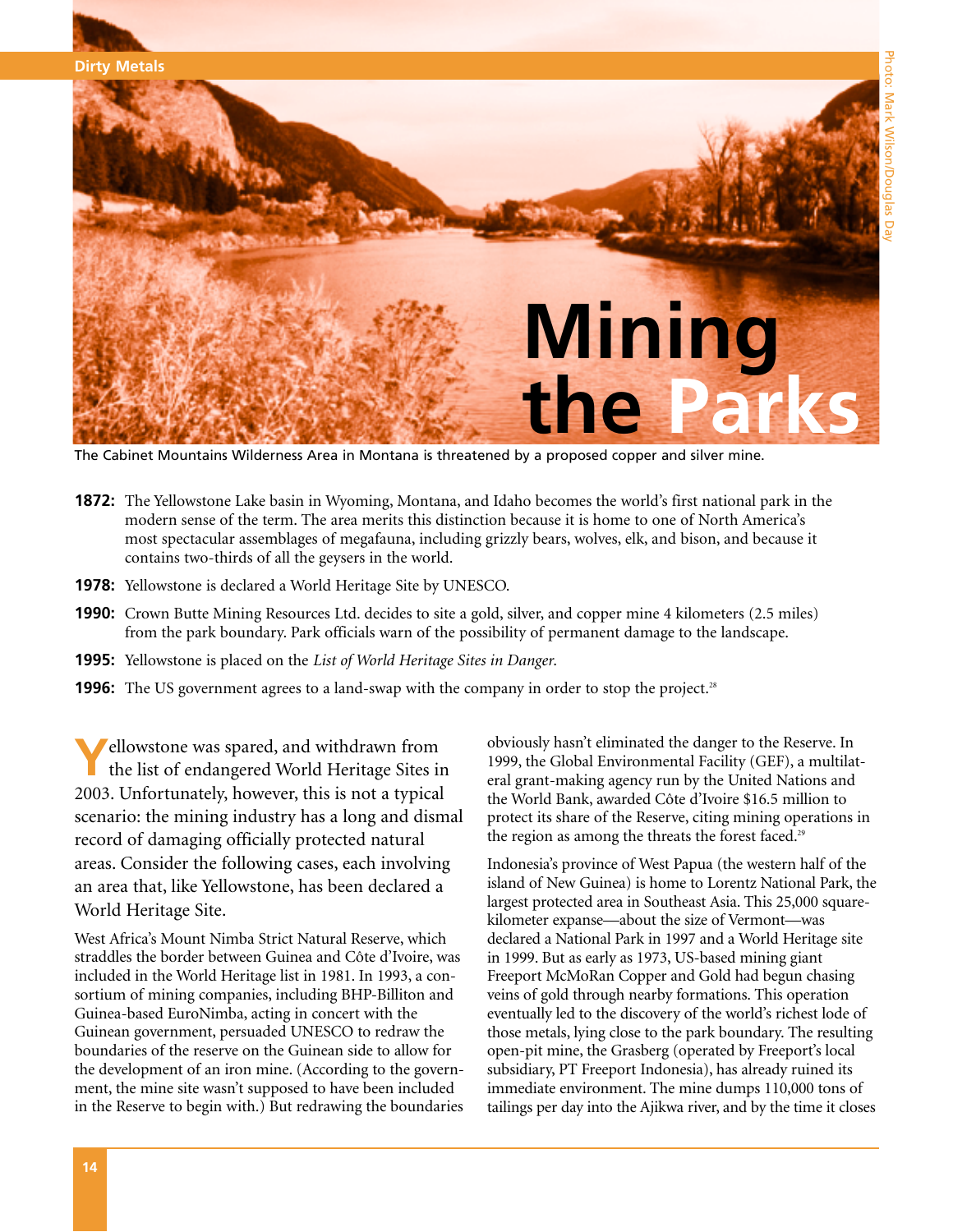# Mining the Parks

The Cabinet Mountains Wilderness Area in Montana is threatened by a proposed copper and silver mine.

**1872:** The Yellowstone Lake basin in Wyoming, Montana, and Idaho becomes the world's first national park in the modern sense of the term. The area merits this distinction because it is home to one of North America's most spectacular assemblages of megafauna, including grizzly bears, wolves, elk, and bison, and because it contains two-thirds of all the geysers in the world.

**1978:** Yellowstone is declared a World Heritage Site by UNESCO.

**1990:** Crown Butte Mining Resources Ltd. decides to site a gold, silver, and copper mine 4 kilometers (2.5 miles) from the park boundary. Park officials warn of the possibility of permanent damage to the landscape.

**1995:** Yellowstone is placed on the *List of World Heritage Sites in Danger*.

**1996:** The US government agrees to a land-swap with the company in order to stop the project.[28]

Yellowstone was spared, and withdrawn from the list of endangered World Heritage Sites in 2003. Unfortunately, however, this is not a typical scenario: the mining industry has a long and dismal record of damaging officially protected natural areas. Consider the following cases, each involving an area that, like Yellowstone, has been declared a World Heritage Site.

West Africa's Mount Nimba Strict Natural Reserve, which straddles the border between Guinea and Côte d'Ivoire, was included in the World Heritage list in 1981. In 1993, a consortium of mining companies, including BHP-Billiton and Guinea-based EuroNimba, acting in concert with the Guinean government, persuaded UNESCO to redraw the boundaries of the reserve on the Guinean side to allow for the development of an iron mine. (According to the government, the mine site wasn't supposed to have been included in the Reserve to begin with.) But redrawing the boundaries obviously hasn't eliminated the danger to the Reserve. In 1999, the Global Environmental Facility (GEF), a multilateral grant-making agency run by the United Nations and the World Bank, awarded Côte d'Ivoire $16.5 million to protect its share of the Reserve, citing mining operations in the region as among the threats the forest faced.[29]

Indonesia's province of West Papua (the western half of the island of New Guinea) is home to Lorentz National Park, the largest protected area in Southeast Asia. This 25,000 square-kilometer expanse—about the size of Vermont—was declared a National Park in 1997 and a World Heritage site in 1999. But as early as 1973, US-based mining giant Freeport McMoRan Copper and Gold had begun chasing veins of gold through nearby formations. This operation eventually led to the discovery of the world's richest lode of those metals, lying close to the park boundary. The resulting open-pit mine, the Grasberg (operated by Freeport's local subsidiary, PT Freeport Indonesia), has already ruined its immediate environment. The mine dumps 110,000 tons of tailings per day into the Ajikwa river, and by the time it closes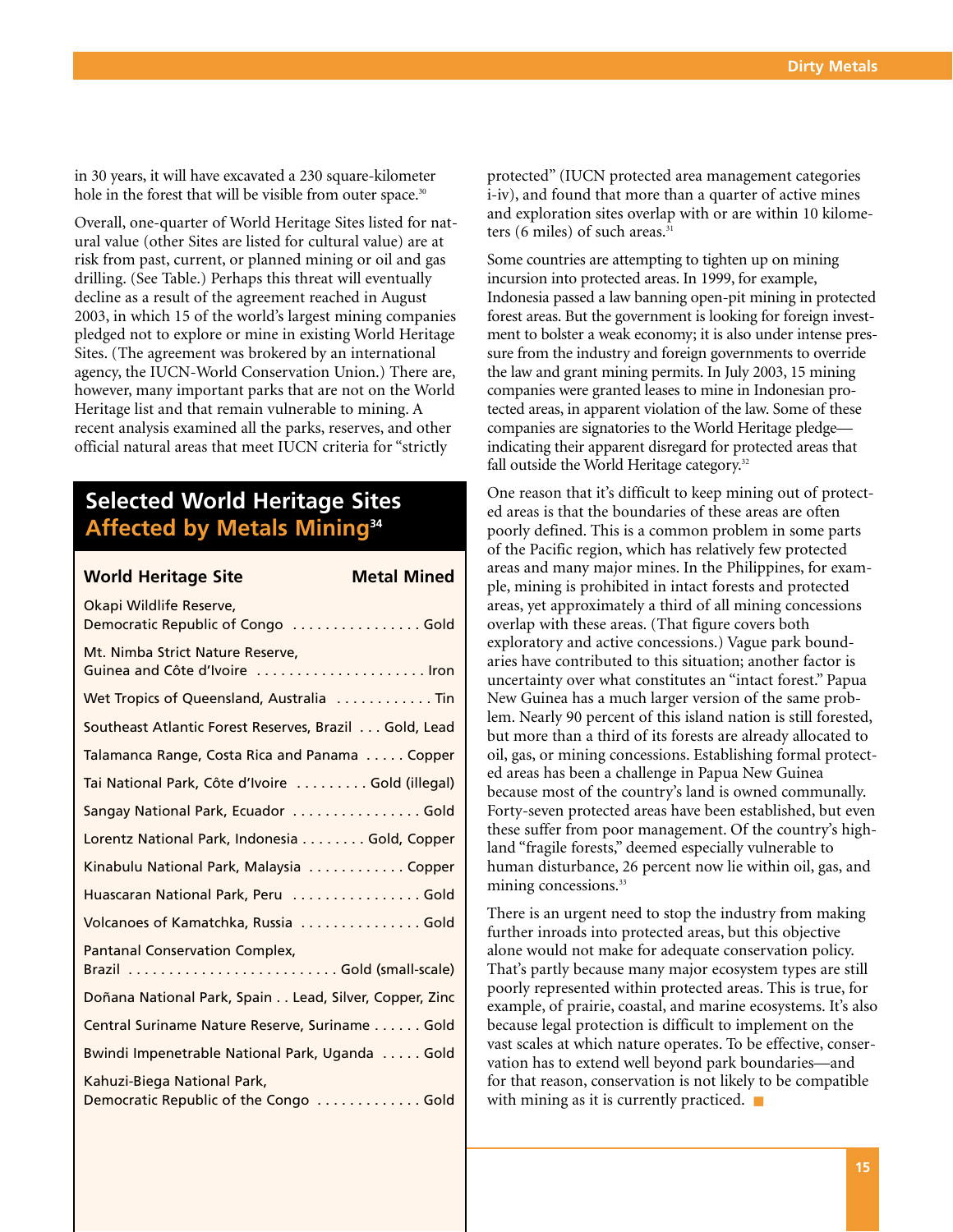in 30 years, it will have excavated a 230 square-kilometer hole in the forest that will be visible from outer space.[30]

Overall, one-quarter of World Heritage Sites listed for natural value (other Sites are listed for cultural value) are at risk from past, current, or planned mining or oil and gas drilling. (See Table.) Perhaps this threat will eventually decline as a result of the agreement reached in August 2003, in which 15 of the world's largest mining companies pledged not to explore or mine in existing World Heritage Sites. (The agreement was brokered by an international agency, the IUCN-World Conservation Union.) There are, however, many important parks that are not on the World Heritage list and that remain vulnerable to mining. A recent analysis examined all the parks, reserves, and other official natural areas that meet IUCN criteria for "strictly protected" (IUCN protected area management categories i-iv), and found that more than a quarter of active mines and exploration sites overlap with or are within 10 kilometers (6 miles) of such areas.[31]

Some countries are attempting to tighten up on mining incursion into protected areas. In 1999, for example, Indonesia passed a law banning open-pit mining in protected forest areas. But the government is looking for foreign investment to bolster a weak economy; it is also under intense pressure from the industry and foreign governments to override the law and grant mining permits. In July 2003, 15 mining companies were granted leases to mine in Indonesian protected areas, in apparent violation of the law. Some of these companies are signatories to the World Heritage pledge—indicating their apparent disregard for protected areas that fall outside the World Heritage category.[32]

One reason that it's difficult to keep mining out of protected areas is that the boundaries of these areas are often poorly defined. This is a common problem in some parts of the Pacific region, which has relatively few protected areas and many major mines. In the Philippines, for example, mining is prohibited in intact forests and protected areas, yet approximately a third of all mining concessions overlap with these areas. (That figure covers both exploratory and active concessions.) Vague park boundaries have contributed to this situation; another factor is uncertainty over what constitutes an "intact forest." Papua New Guinea has a much larger version of the same problem. Nearly 90 percent of this island nation is still forested, but more than a third of its forests are already allocated to oil, gas, or mining concessions. Establishing formal protected areas has been a challenge in Papua New Guinea because most of the country's land is owned communally. Forty-seven protected areas have been established, but even these suffer from poor management. Of the country's highland "fragile forests," deemed especially vulnerable to human disturbance, 26 percent now lie within oil, gas, and mining concessions.[33]

There is an urgent need to stop the industry from making further inroads into protected areas, but this objective alone would not make for adequate conservation policy. That's partly because many major ecosystem types are still poorly represented within protected areas. This is true, for example, of prairie, coastal, and marine ecosystems. It's also because legal protection is difficult to implement on the vast scales at which nature operates. To be effective, conservation has to extend well beyond park boundaries—and for that reason, conservation is not likely to be compatible with mining as it is currently practiced. ■

## Selected World Heritage Sites Affected by Metals Mining[34]

| World Heritage Site | Metal Mined |
|---|---|
| Okapi Wildlife Reserve, Democratic Republic of Congo | Gold |
| Mt. Nimba Strict Nature Reserve, Guinea and Côte d'Ivoire | Iron |
| Wet Tropics of Queensland, Australia | Tin |
| Southeast Atlantic Forest Reserves, Brazil | Gold, Lead |
| Talamanca Range, Costa Rica and Panama | Copper |
| Tai National Park, Côte d'Ivoire | Gold (illegal) |
| Sangay National Park, Ecuador | Gold |
| Lorentz National Park, Indonesia | Gold, Copper |
| Kinabulu National Park, Malaysia | Copper |
| Huascaran National Park, Peru | Gold |
| Volcanoes of Kamatchka, Russia | Gold |
| Pantanal Conservation Complex, Brazil | Gold (small-scale) |
| Doñana National Park, Spain | Lead, Silver, Copper, Zinc |
| Central Suriname Nature Reserve, Suriname | Gold |
| Bwindi Impenetrable National Park, Uganda | Gold |
| Kahuzi-Biega National Park, Democratic Republic of the Congo | Gold |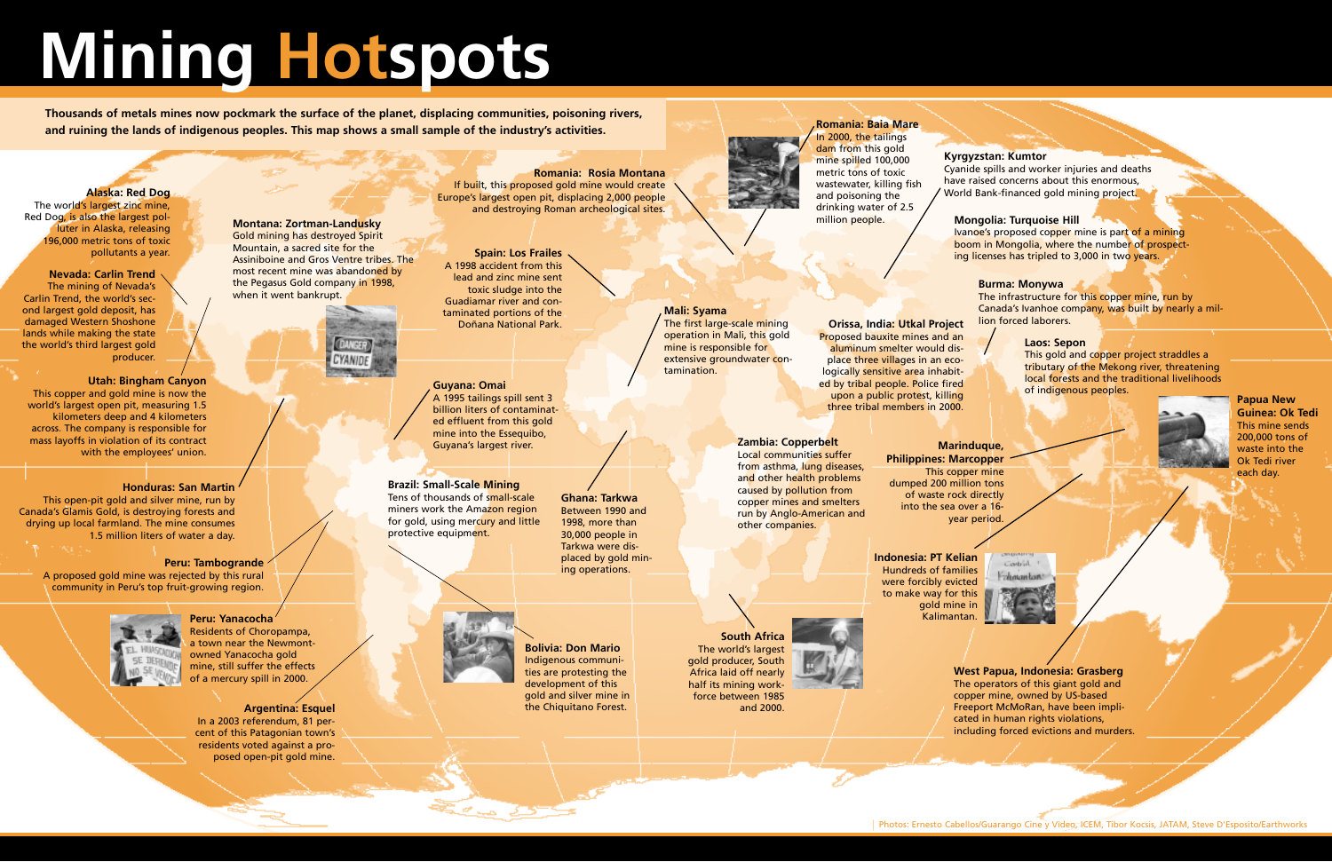# Mining Hotspots

**Thousands of metals mines now pockmark the surface of the planet, displacing communities, poisoning rivers, and ruining the lands of indigenous peoples. This map shows a small sample of the industry's activities.**

**Alaska: Red Dog**
The world's largest zinc mine, Red Dog, is also the largest polluter in Alaska, releasing 196,000 metric tons of toxic pollutants a year.

**Nevada: Carlin Trend**
The mining of Nevada's Carlin Trend, the world's second largest gold deposit, has damaged Western Shoshone lands while making the state the world's third largest gold producer.

**Utah: Bingham Canyon**
This copper and gold mine is now the world's largest open pit, measuring 1.5 kilometers deep and 4 kilometers across. The company is responsible for mass layoffs in violation of its contract with the employees' union.

**Honduras: San Martin**
This open-pit gold and silver mine, run by Canada's Glamis Gold, is destroying forests and drying up local farmland. The mine consumes 1.5 million liters of water a day.

**Peru: Tambogrande**
A proposed gold mine was rejected by this rural community in Peru's top fruit-growing region.

**Peru: Yanacocha**
Residents of Choropampa, a town near the Newmont-owned Yanacocha gold mine, still suffer the effects of a mercury spill in 2000.

**Argentina: Esquel**
In a 2003 referendum, 81 percent of this Patagonian town's residents voted against a proposed open-pit gold mine.

**Montana: Zortman-Landusky**
Gold mining has destroyed Spirit Mountain, a sacred site for the Assiniboine and Gros Ventre tribes. The most recent mine was abandoned by the Pegasus Gold company in 1998, when it went bankrupt.

**Romania: Rosia Montana**
If built, this proposed gold mine would create Europe's largest open pit, displacing 2,000 people and destroying Roman archeological sites.

**Spain: Los Frailes**
A 1998 accident from this lead and zinc mine sent toxic sludge into the Guadiamar river and contaminated portions of the Doñana National Park.

**Guyana: Omai**
A 1995 tailings spill sent 3 billion liters of contaminated effluent from this gold mine into the Essequibo, Guyana's largest river.

**Brazil: Small-Scale Mining**
Tens of thousands of small-scale miners work the Amazon region for gold, using mercury and little protective equipment.

**Ghana: Tarkwa**
Between 1990 and 1998, more than 30,000 people in Tarkwa were displaced by gold mining operations.

**Bolivia: Don Mario**
Indigenous communities are protesting the development of this gold and silver mine in the Chiquitano Forest.

**Mali: Syama**
The first large-scale mining operation in Mali, this gold mine is responsible for extensive groundwater contamination.

**Romania: Baia Mare**
In 2000, the tailings dam from this gold mine spilled 100,000 metric tons of toxic wastewater, killing fish and poisoning the drinking water of 2.5 million people.

**Zambia: Copperbelt**
Local communities suffer from asthma, lung diseases, and other health problems caused by pollution from copper mines and smelters run by Anglo-American and other companies.

**South Africa**
The world's largest gold producer, South Africa laid off nearly half its mining workforce between 1985 and 2000.

**Kyrgyzstan: Kumtor**
Cyanide spills and worker injuries and deaths have raised concerns about this enormous, World Bank-financed gold mining project.

**Mongolia: Turquoise Hill**
Ivanoe's proposed copper mine is part of a mining boom in Mongolia, where the number of prospecting licenses has tripled to 3,000 in two years.

**Orissa, India: Utkal Project**
Proposed bauxite mines and an aluminum smelter would displace three villages in an ecologically sensitive area inhabited by tribal people. Police fired upon a public protest, killing three tribal members in 2000.

**Burma: Monywa**
The infrastructure for this copper mine, run by Canada's Ivanhoe company, was built by nearly a million forced laborers.

**Laos: Sepon**
This gold and copper project straddles a tributary of the Mekong river, threatening local forests and the traditional livelihoods of indigenous peoples.

**Marinduque, Philippines: Marcopper**
This copper mine dumped 200 million tons of waste rock directly into the sea over a 16-year period.

**Papua New Guinea: Ok Tedi**
This mine sends 200,000 tons of waste into the Ok Tedi river each day.

**Indonesia: PT Kelian**
Hundreds of families were forcibly evicted to make way for this gold mine in Kalimantan.

**West Papua, Indonesia: Grasberg**
The operators of this giant gold and copper mine, owned by US-based Freeport McMoRan, have been implicated in human rights violations, including forced evictions and murders.

Photos: Ernesto Cabellos/Guarango Cine y Video, ICEM, Tibor Kocsis, JATAM, Steve D'Esposito/Earthworks